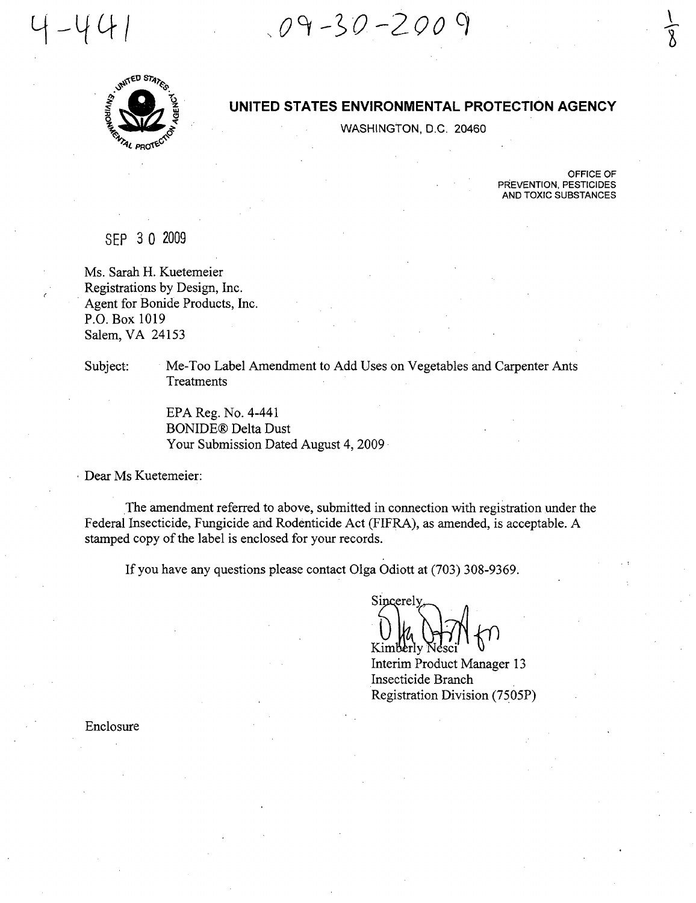4-441 09-30-2009

# UNITED STATES ENVIRONMENTAL PROTECTION AGENCY

WASHINGTON, D.C. 20460

OFFICE OF
PREVENTION, PESTICIDES
AND TOXIC SUBSTANCES

SEP 30 2009

Ms. Sarah H. Kuetemeier
Registrations by Design, Inc.
Agent for Bonide Products, Inc.
P.O. Box 1019
Salem, VA 24153

Subject: Me-Too Label Amendment to Add Uses on Vegetables and Carpenter Ants Treatments

EPA Reg. No. 4-441
BONIDE® Delta Dust
Your Submission Dated August 4, 2009

Dear Ms Kuetemeier:

The amendment referred to above, submitted in connection with registration under the Federal Insecticide, Fungicide and Rodenticide Act (FIFRA), as amended, is acceptable. A stamped copy of the label is enclosed for your records.

If you have any questions please contact Olga Odiott at (703) 308-9369.

Sincerely,

Kimberly Nesci
Interim Product Manager 13
Insecticide Branch
Registration Division (7505P)

Enclosure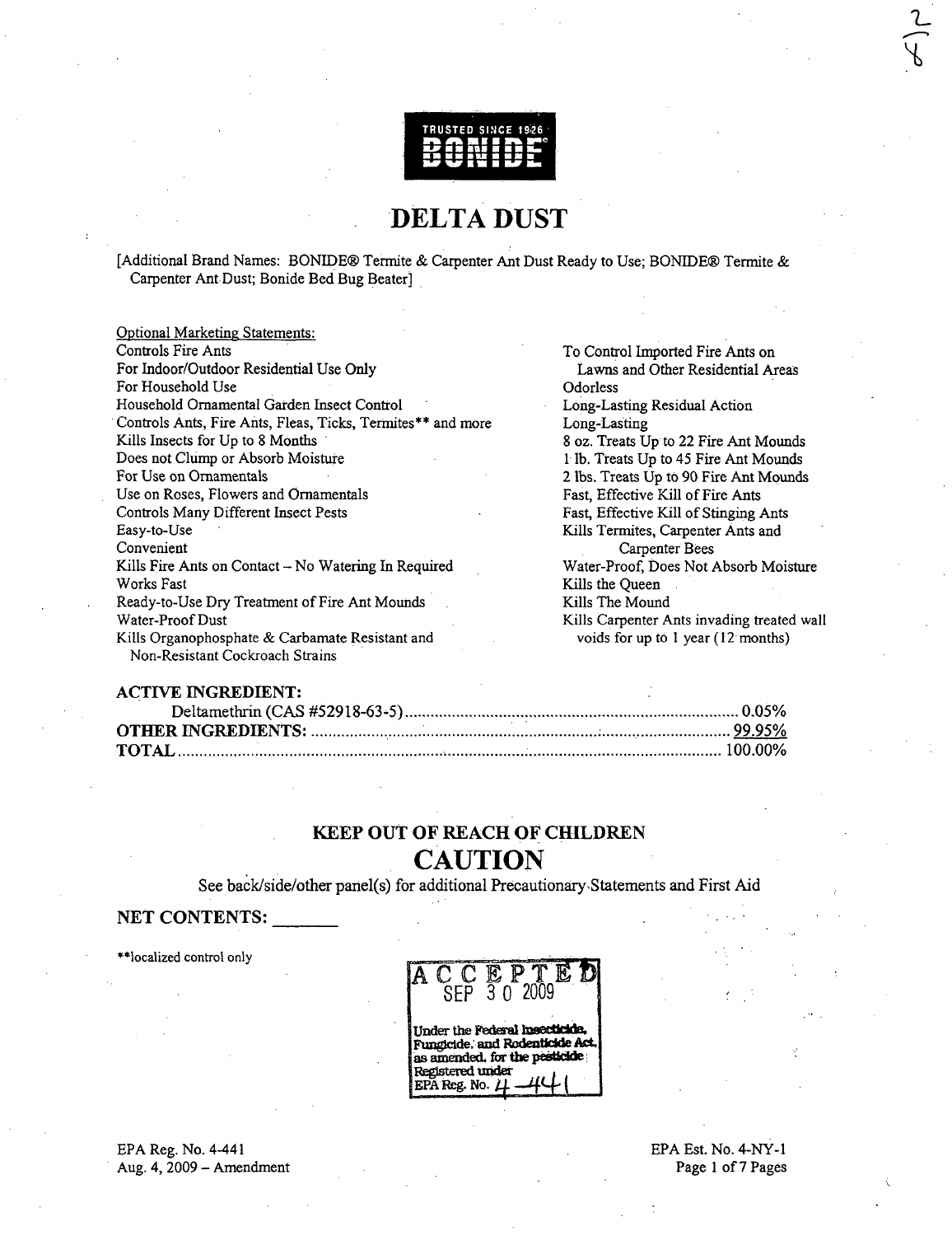TRUSTED SINCE 1926

BONIDE

# DELTA DUST

[Additional Brand Names: BONIDE® Termite & Carpenter Ant Dust Ready to Use; BONIDE® Termite & Carpenter Ant Dust; Bonide Bed Bug Beater]

Optional Marketing Statements:

Controls Fire Ants
For Indoor/Outdoor Residential Use Only
For Household Use
Household Ornamental Garden Insect Control
Controls Ants, Fire Ants, Fleas, Ticks, Termites** and more
Kills Insects for Up to 8 Months
Does not Clump or Absorb Moisture
For Use on Ornamentals
Use on Roses, Flowers and Ornamentals
Controls Many Different Insect Pests
Easy-to-Use
Convenient
Kills Fire Ants on Contact – No Watering In Required
Works Fast
Ready-to-Use Dry Treatment of Fire Ant Mounds
Water-Proof Dust
Kills Organophosphate & Carbamate Resistant and Non-Resistant Cockroach Strains
To Control Imported Fire Ants on Lawns and Other Residential Areas
Odorless
Long-Lasting Residual Action
Long-Lasting
8 oz. Treats Up to 22 Fire Ant Mounds
1 lb. Treats Up to 45 Fire Ant Mounds
2 lbs. Treats Up to 90 Fire Ant Mounds
Fast, Effective Kill of Fire Ants
Fast, Effective Kill of Stinging Ants
Kills Termites, Carpenter Ants and Carpenter Bees
Water-Proof, Does Not Absorb Moisture
Kills the Queen
Kills The Mound
Kills Carpenter Ants invading treated wall voids for up to 1 year (12 months)

| **ACTIVE INGREDIENT:** | |
|---|---|
| Deltamethrin (CAS #52918-63-5) | 0.05% |
| **OTHER INGREDIENTS:** | 99.95% |
| **TOTAL** | 100.00% |

## KEEP OUT OF REACH OF CHILDREN

## CAUTION

See back/side/other panel(s) for additional Precautionary Statements and First Aid

**NET CONTENTS:** _______

**localized control only

ACCEPTED
SEP 30 2009
Under the Federal Insecticide, Fungicide, and Rodenticide Act, as amended, for the pesticide Registered under EPA Reg. No. 4-441

EPA Reg. No. 4-441
Aug. 4, 2009 – Amendment

EPA Est. No. 4-NY-1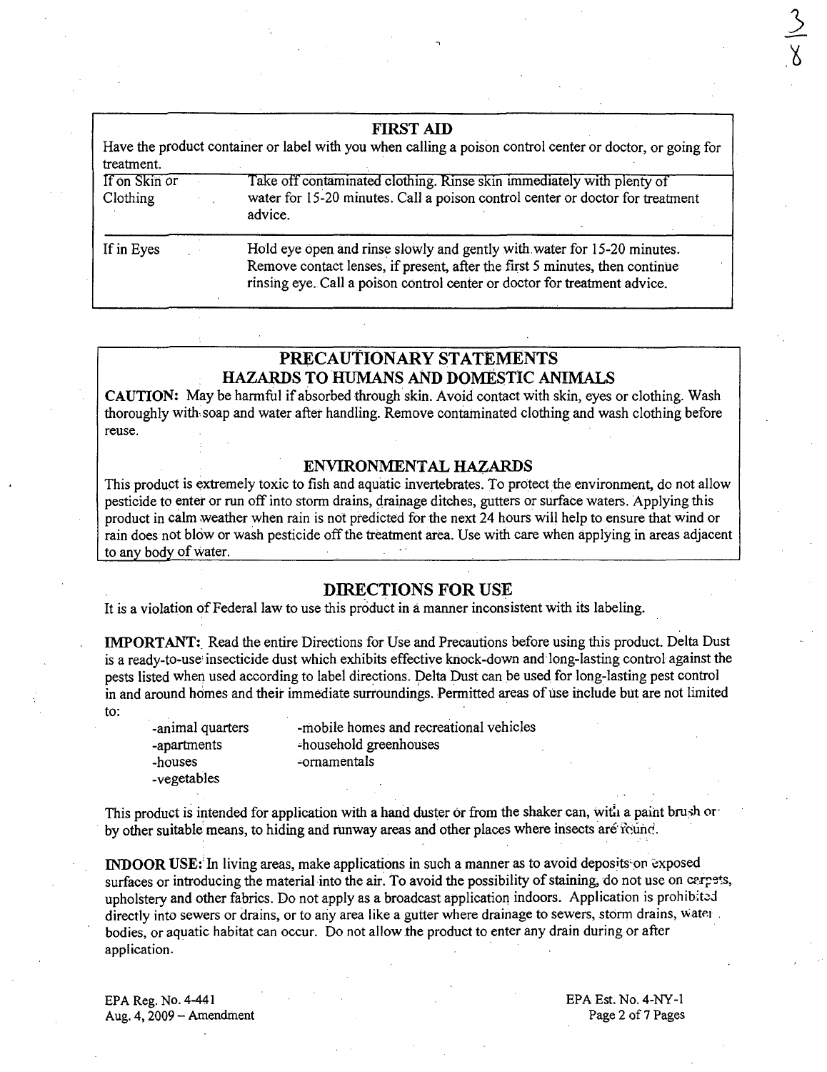## FIRST AID

Have the product container or label with you when calling a poison control center or doctor, or going for treatment.

| | |
|---|---|
| If on Skin or Clothing | Take off contaminated clothing. Rinse skin immediately with plenty of water for 15-20 minutes. Call a poison control center or doctor for treatment advice. |
| If in Eyes | Hold eye open and rinse slowly and gently with water for 15-20 minutes. Remove contact lenses, if present, after the first 5 minutes, then continue rinsing eye. Call a poison control center or doctor for treatment advice. |

## PRECAUTIONARY STATEMENTS

### HAZARDS TO HUMANS AND DOMESTIC ANIMALS

**CAUTION:** May be harmful if absorbed through skin. Avoid contact with skin, eyes or clothing. Wash thoroughly with soap and water after handling. Remove contaminated clothing and wash clothing before reuse.

### ENVIRONMENTAL HAZARDS

This product is extremely toxic to fish and aquatic invertebrates. To protect the environment, do not allow pesticide to enter or run off into storm drains, drainage ditches, gutters or surface waters. Applying this product in calm weather when rain is not predicted for the next 24 hours will help to ensure that wind or rain does not blow or wash pesticide off the treatment area. Use with care when applying in areas adjacent to any body of water.

## DIRECTIONS FOR USE

It is a violation of Federal law to use this product in a manner inconsistent with its labeling.

**IMPORTANT:** Read the entire Directions for Use and Precautions before using this product. Delta Dust is a ready-to-use insecticide dust which exhibits effective knock-down and long-lasting control against the pests listed when used according to label directions. Delta Dust can be used for long-lasting pest control in and around homes and their immediate surroundings. Permitted areas of use include but are not limited to:

- animal quarters
- apartments
- houses
- vegetables
- mobile homes and recreational vehicles
- household greenhouses
- ornamentals

This product is intended for application with a hand duster or from the shaker can, with a paint brush or by other suitable means, to hiding and runway areas and other places where insects are found.

**INDOOR USE:** In living areas, make applications in such a manner as to avoid deposits on exposed surfaces or introducing the material into the air. To avoid the possibility of staining, do not use on carpets, upholstery and other fabrics. Do not apply as a broadcast application indoors. Application is prohibited directly into sewers or drains, or to any area like a gutter where drainage to sewers, storm drains, water bodies, or aquatic habitat can occur. Do not allow the product to enter any drain during or after application.

EPA Reg. No. 4-441
Aug. 4, 2009 – Amendment

EPA Est. No. 4-NY-1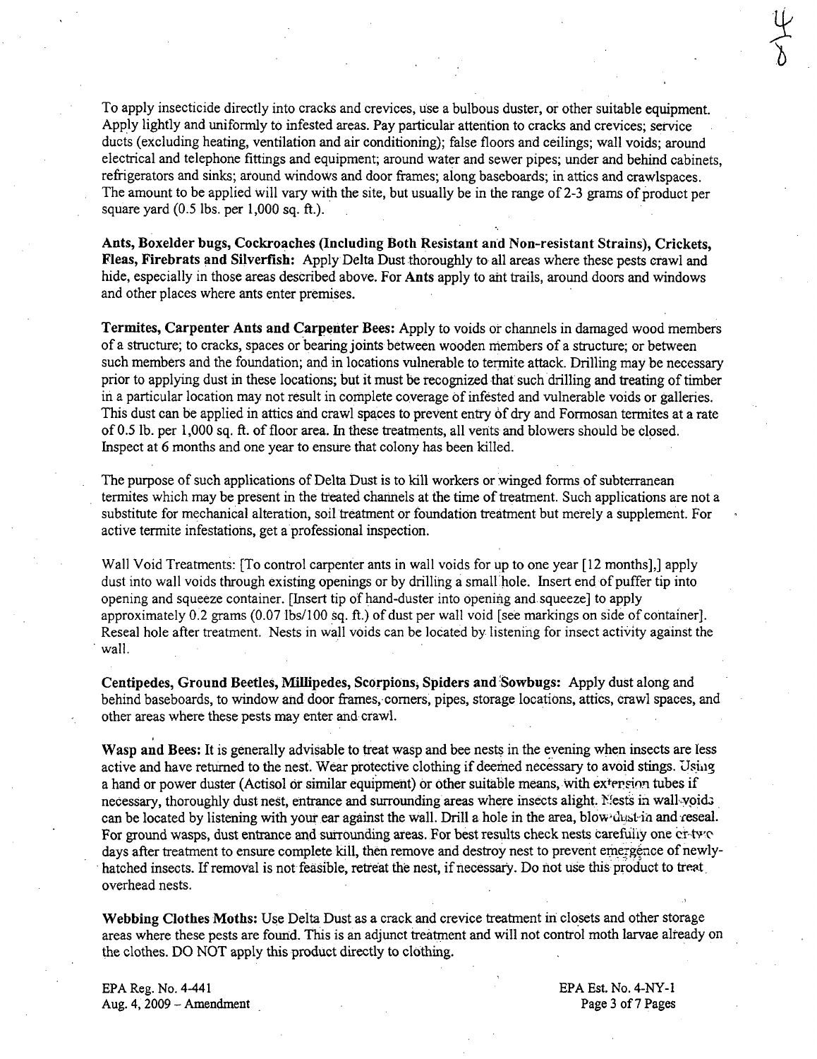To apply insecticide directly into cracks and crevices, use a bulbous duster, or other suitable equipment. Apply lightly and uniformly to infested areas. Pay particular attention to cracks and crevices; service ducts (excluding heating, ventilation and air conditioning); false floors and ceilings; wall voids; around electrical and telephone fittings and equipment; around water and sewer pipes; under and behind cabinets, refrigerators and sinks; around windows and door frames; along baseboards; in attics and crawlspaces. The amount to be applied will vary with the site, but usually be in the range of 2-3 grams of product per square yard (0.5 lbs. per 1,000 sq. ft.).

**Ants, Boxelder bugs, Cockroaches (Including Both Resistant and Non-resistant Strains), Crickets, Fleas, Firebrats and Silverfish:** Apply Delta Dust thoroughly to all areas where these pests crawl and hide, especially in those areas described above. For **Ants** apply to ant trails, around doors and windows and other places where ants enter premises.

**Termites, Carpenter Ants and Carpenter Bees:** Apply to voids or channels in damaged wood members of a structure; to cracks, spaces or bearing joints between wooden members of a structure; or between such members and the foundation; and in locations vulnerable to termite attack. Drilling may be necessary prior to applying dust in these locations; but it must be recognized that such drilling and treating of timber in a particular location may not result in complete coverage of infested and vulnerable voids or galleries. This dust can be applied in attics and crawl spaces to prevent entry of dry and Formosan termites at a rate of 0.5 lb. per 1,000 sq. ft. of floor area. In these treatments, all vents and blowers should be closed. Inspect at 6 months and one year to ensure that colony has been killed.

The purpose of such applications of Delta Dust is to kill workers or winged forms of subterranean termites which may be present in the treated channels at the time of treatment. Such applications are not a substitute for mechanical alteration, soil treatment or foundation treatment but merely a supplement. For active termite infestations, get a professional inspection.

Wall Void Treatments: [To control carpenter ants in wall voids for up to one year [12 months],] apply dust into wall voids through existing openings or by drilling a small hole. Insert end of puffer tip into opening and squeeze container. [Insert tip of hand-duster into opening and squeeze] to apply approximately 0.2 grams (0.07 lbs/100 sq. ft.) of dust per wall void [see markings on side of container]. Reseal hole after treatment. Nests in wall voids can be located by listening for insect activity against the wall.

**Centipedes, Ground Beetles, Millipedes, Scorpions, Spiders and Sowbugs:** Apply dust along and behind baseboards, to window and door frames, corners, pipes, storage locations, attics, crawl spaces, and other areas where these pests may enter and crawl.

**Wasp and Bees:** It is generally advisable to treat wasp and bee nests in the evening when insects are less active and have returned to the nest. Wear protective clothing if deemed necessary to avoid stings. Using a hand or power duster (Actisol or similar equipment) or other suitable means, with extension tubes if necessary, thoroughly dust nest, entrance and surrounding areas where insects alight. Nests in wall voids can be located by listening with your ear against the wall. Drill a hole in the area, blow dust in and reseal. For ground wasps, dust entrance and surrounding areas. For best results check nests carefully one or two days after treatment to ensure complete kill, then remove and destroy nest to prevent emergence of newly-hatched insects. If removal is not feasible, retreat the nest, if necessary. Do not use this product to treat overhead nests.

**Webbing Clothes Moths:** Use Delta Dust as a crack and crevice treatment in closets and other storage areas where these pests are found. This is an adjunct treatment and will not control moth larvae already on the clothes. DO NOT apply this product directly to clothing.

EPA Reg. No. 4-441
Aug. 4, 2009 – Amendment

EPA Est. No. 4-NY-1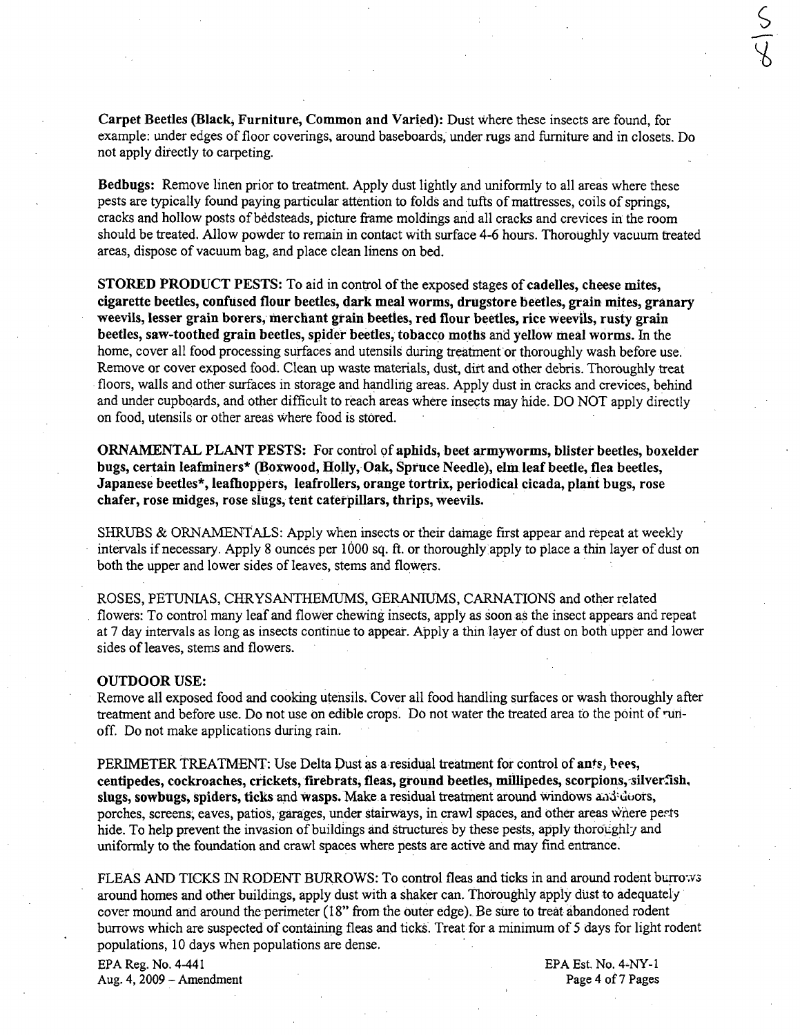**Carpet Beetles (Black, Furniture, Common and Varied):** Dust where these insects are found, for example: under edges of floor coverings, around baseboards, under rugs and furniture and in closets. Do not apply directly to carpeting.

**Bedbugs:** Remove linen prior to treatment. Apply dust lightly and uniformly to all areas where these pests are typically found paying particular attention to folds and tufts of mattresses, coils of springs, cracks and hollow posts of bedsteads, picture frame moldings and all cracks and crevices in the room should be treated. Allow powder to remain in contact with surface 4-6 hours. Thoroughly vacuum treated areas, dispose of vacuum bag, and place clean linens on bed.

**STORED PRODUCT PESTS:** To aid in control of the exposed stages of **cadelles, cheese mites, cigarette beetles, confused flour beetles, dark meal worms, drugstore beetles, grain mites, granary weevils, lesser grain borers, merchant grain beetles, red flour beetles, rice weevils, rusty grain beetles, saw-toothed grain beetles, spider beetles, tobacco moths** and **yellow meal worms.** In the home, cover all food processing surfaces and utensils during treatment or thoroughly wash before use. Remove or cover exposed food. Clean up waste materials, dust, dirt and other debris. Thoroughly treat floors, walls and other surfaces in storage and handling areas. Apply dust in cracks and crevices, behind and under cupboards, and other difficult to reach areas where insects may hide. DO NOT apply directly on food, utensils or other areas where food is stored.

**ORNAMENTAL PLANT PESTS:** For control of **aphids, beet armyworms, blister beetles, boxelder bugs, certain leafminers* (Boxwood, Holly, Oak, Spruce Needle), elm leaf beetle, flea beetles, Japanese beetles*, leafhoppers, leafrollers, orange tortrix, periodical cicada, plant bugs, rose chafer, rose midges, rose slugs, tent caterpillars, thrips, weevils.**

SHRUBS & ORNAMENTALS: Apply when insects or their damage first appear and repeat at weekly intervals if necessary. Apply 8 ounces per 1000 sq. ft. or thoroughly apply to place a thin layer of dust on both the upper and lower sides of leaves, stems and flowers.

ROSES, PETUNIAS, CHRYSANTHEMUMS, GERANIUMS, CARNATIONS and other related flowers: To control many leaf and flower chewing insects, apply as soon as the insect appears and repeat at 7 day intervals as long as insects continue to appear. Apply a thin layer of dust on both upper and lower sides of leaves, stems and flowers.

**OUTDOOR USE:**

Remove all exposed food and cooking utensils. Cover all food handling surfaces or wash thoroughly after treatment and before use. Do not use on edible crops. Do not water the treated area to the point of run-off. Do not make applications during rain.

PERIMETER TREATMENT: Use Delta Dust as a residual treatment for control of **ants, bees, centipedes, cockroaches, crickets, firebrats, fleas, ground beetles, millipedes, scorpions, silverfish, slugs, sowbugs, spiders, ticks** and **wasps.** Make a residual treatment around windows and doors, porches, screens, eaves, patios, garages, under stairways, in crawl spaces, and other areas where pests hide. To help prevent the invasion of buildings and structures by these pests, apply thoroughly and uniformly to the foundation and crawl spaces where pests are active and may find entrance.

FLEAS AND TICKS IN RODENT BURROWS: To control fleas and ticks in and around rodent burrows around homes and other buildings, apply dust with a shaker can. Thoroughly apply dust to adequately cover mound and around the perimeter (18" from the outer edge). Be sure to treat abandoned rodent burrows which are suspected of containing fleas and ticks. Treat for a minimum of 5 days for light rodent populations, 10 days when populations are dense.

EPA Reg. No. 4-441
Aug. 4, 2009 – Amendment

EPA Est. No. 4-NY-1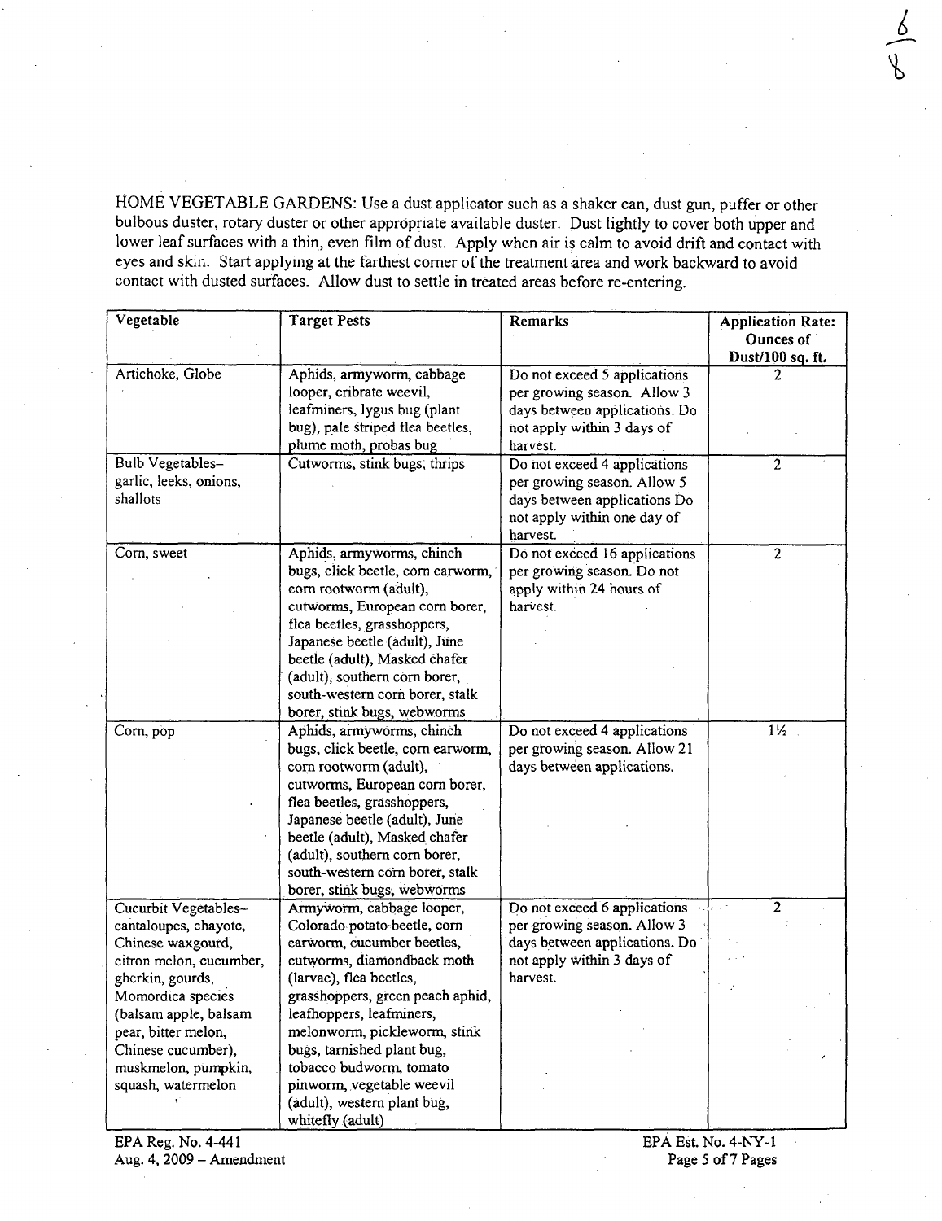HOME VEGETABLE GARDENS: Use a dust applicator such as a shaker can, dust gun, puffer or other bulbous duster, rotary duster or other appropriate available duster. Dust lightly to cover both upper and lower leaf surfaces with a thin, even film of dust. Apply when air is calm to avoid drift and contact with eyes and skin. Start applying at the farthest corner of the treatment area and work backward to avoid contact with dusted surfaces. Allow dust to settle in treated areas before re-entering.

| Vegetable | Target Pests | Remarks | Application Rate: Ounces of Dust/100 sq. ft. |
|---|---|---|---|
| Artichoke, Globe | Aphids, armyworm, cabbage looper, cribrate weevil, leafminers, lygus bug (plant bug), pale striped flea beetles, plume moth, probas bug | Do not exceed 5 applications per growing season. Allow 3 days between applications. Do not apply within 3 days of harvest. | 2 |
| Bulb Vegetables– garlic, leeks, onions, shallots | Cutworms, stink bugs, thrips | Do not exceed 4 applications per growing season. Allow 5 days between applications Do not apply within one day of harvest. | 2 |
| Corn, sweet | Aphids, armyworms, chinch bugs, click beetle, corn earworm, corn rootworm (adult), cutworms, European corn borer, flea beetles, grasshoppers, Japanese beetle (adult), June beetle (adult), Masked chafer (adult), southern corn borer, south-western corn borer, stalk borer, stink bugs, webworms | Do not exceed 16 applications per growing season. Do not apply within 24 hours of harvest. | 2 |
| Corn, pop | Aphids, armyworms, chinch bugs, click beetle, corn earworm, corn rootworm (adult), cutworms, European corn borer, flea beetles, grasshoppers, Japanese beetle (adult), June beetle (adult), Masked chafer (adult), southern corn borer, south-western corn borer, stalk borer, stink bugs, webworms | Do not exceed 4 applications per growing season. Allow 21 days between applications. | 1½ |
| Cucurbit Vegetables– cantaloupes, chayote, Chinese waxgourd, citron melon, cucumber, gherkin, gourds, Momordica species (balsam apple, balsam pear, bitter melon, Chinese cucumber), muskmelon, pumpkin, squash, watermelon | Armyworm, cabbage looper, Colorado potato beetle, corn earworm, cucumber beetles, cutworms, diamondback moth (larvae), flea beetles, grasshoppers, green peach aphid, leafhoppers, leafminers, melonworm, pickleworm, stink bugs, tarnished plant bug, tobacco budworm, tomato pinworm, vegetable weevil (adult), western plant bug, whitefly (adult) | Do not exceed 6 applications per growing season. Allow 3 days between applications. Do not apply within 3 days of harvest. | 2 |

EPA Reg. No. 4-441
Aug. 4, 2009 – Amendment

EPA Est. No. 4-NY-1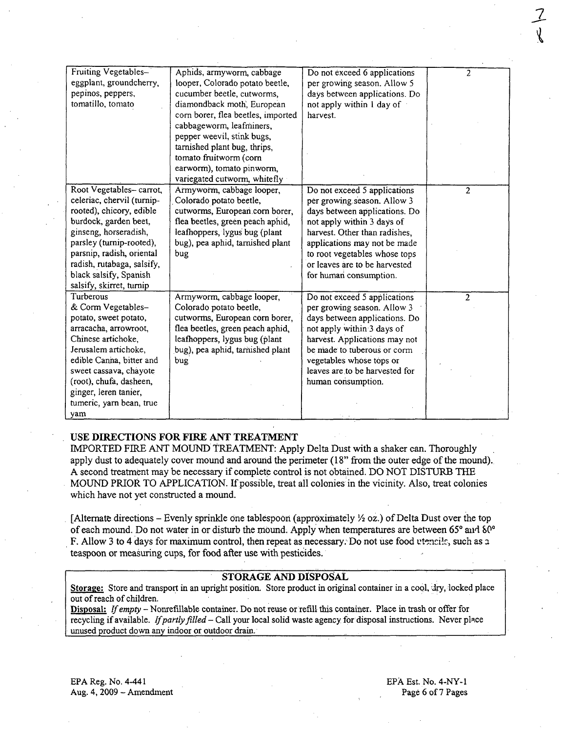| Fruiting Vegetables– eggplant, groundcherry, pepinos, peppers, tomatillo, tomato | Aphids, armyworm, cabbage looper, Colorado potato beetle, cucumber beetle, cutworms, diamondback moth, European corn borer, flea beetles, imported cabbageworm, leafminers, pepper weevil, stink bugs, tarnished plant bug, thrips, tomato fruitworm (corn earworm), tomato pinworm, variegated cutworm, whitefly | Do not exceed 6 applications per growing season. Allow 5 days between applications. Do not apply within 1 day of harvest. | 2 |
|---|---|---|---|
| Root Vegetables– carrot, celeriac, chervil (turnip-rooted), chicory, edible burdock, garden beet, ginseng, horseradish, parsley (turnip-rooted), parsnip, radish, oriental radish, rutabaga, salsify, black salsify, Spanish salsify, skirret, turnip | Armyworm, cabbage looper, Colorado potato beetle, cutworms, European corn borer, flea beetles, green peach aphid, leafhoppers, lygus bug (plant bug), pea aphid, tarnished plant bug | Do not exceed 5 applications per growing season. Allow 3 days between applications. Do not apply within 3 days of harvest. Other than radishes, applications may not be made to root vegetables whose tops or leaves are to be harvested for human consumption. | 2 |
| Turberous & Corm Vegetables– potato, sweet potato, arracacha, arrowroot, Chinese artichoke, Jerusalem artichoke, edible Canna, bitter and sweet cassava, chayote (root), chufa, dasheen, ginger, leren tanier, tumeric, yam bean, true yam | Armyworm, cabbage looper, Colorado potato beetle, cutworms, European corn borer, flea beetles, green peach aphid, leafhoppers, lygus bug (plant bug), pea aphid, tarnished plant bug | Do not exceed 5 applications per growing season. Allow 3 days between applications. Do not apply within 3 days of harvest. Applications may not be made to tuberous or corm vegetables whose tops or leaves are to be harvested for human consumption. | 2 |

## USE DIRECTIONS FOR FIRE ANT TREATMENT

IMPORTED FIRE ANT MOUND TREATMENT: Apply Delta Dust with a shaker can. Thoroughly apply dust to adequately cover mound and around the perimeter (18" from the outer edge of the mound). A second treatment may be necessary if complete control is not obtained. DO NOT DISTURB THE MOUND PRIOR TO APPLICATION. If possible, treat all colonies in the vicinity. Also, treat colonies which have not yet constructed a mound.

[Alternate directions – Evenly sprinkle one tablespoon (approximately ½ oz.) of Delta Dust over the top of each mound. Do not water in or disturb the mound. Apply when temperatures are between 65° and 80° F. Allow 3 to 4 days for maximum control, then repeat as necessary. Do not use food utensils, such as a teaspoon or measuring cups, for food after use with pesticides.

## STORAGE AND DISPOSAL

**Storage:** Store and transport in an upright position. Store product in original container in a cool, dry, locked place out of reach of children.

**Disposal:** *If empty* – Nonrefillable container. Do not reuse or refill this container. Place in trash or offer for recycling if available. *If partly filled* – Call your local solid waste agency for disposal instructions. Never place unused product down any indoor or outdoor drain.

EPA Reg. No. 4-441
Aug. 4, 2009 – Amendment

EPA Est. No. 4-NY-1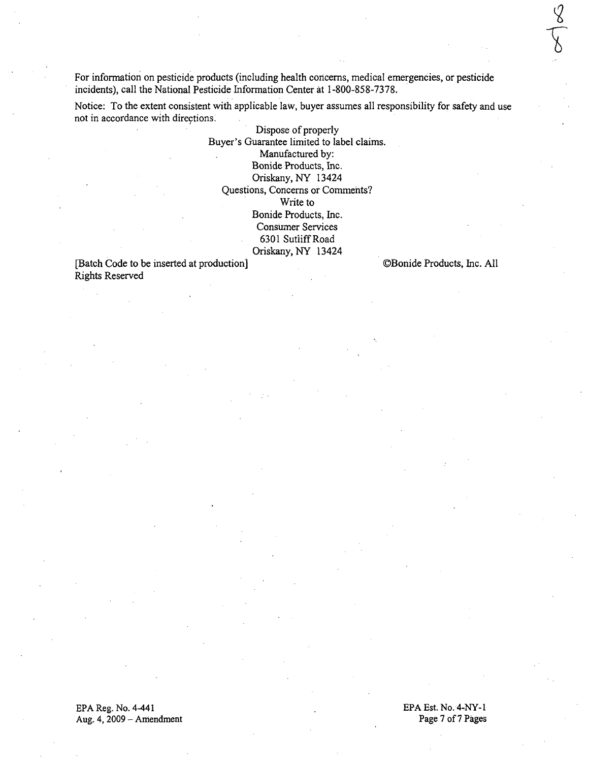For information on pesticide products (including health concerns, medical emergencies, or pesticide incidents), call the National Pesticide Information Center at 1-800-858-7378.

Notice: To the extent consistent with applicable law, buyer assumes all responsibility for safety and use not in accordance with directions.

Dispose of properly
Buyer's Guarantee limited to label claims.
Manufactured by:
Bonide Products, Inc.
Oriskany, NY 13424
Questions, Concerns or Comments?
Write to
Bonide Products, Inc.
Consumer Services
6301 Sutliff Road
Oriskany, NY 13424

[Batch Code to be inserted at production] ©Bonide Products, Inc. All Rights Reserved

EPA Reg. No. 4-441
Aug. 4, 2009 – Amendment

EPA Est. No. 4-NY-1